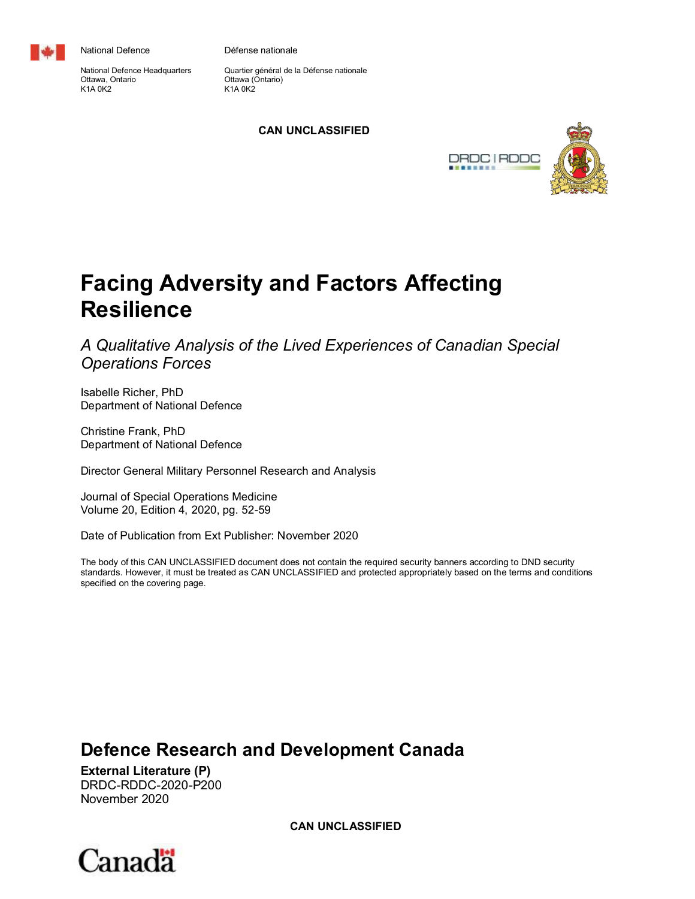National Defence

National Defence Headquarters
Ottawa, Ontario
K1A 0K2

Défense nationale

Quartier général de la Défense nationale
Ottawa (Ontario)
K1A 0K2

**CAN UNCLASSIFIED**

DRDC | RDDC

# Facing Adversity and Factors Affecting Resilience

*A Qualitative Analysis of the Lived Experiences of Canadian Special Operations Forces*

Isabelle Richer, PhD
Department of National Defence

Christine Frank, PhD
Department of National Defence

Director General Military Personnel Research and Analysis

Journal of Special Operations Medicine
Volume 20, Edition 4, 2020, pg. 52-59

Date of Publication from Ext Publisher: November 2020

The body of this CAN UNCLASSIFIED document does not contain the required security banners according to DND security standards. However, it must be treated as CAN UNCLASSIFIED and protected appropriately based on the terms and conditions specified on the covering page.

## Defence Research and Development Canada

**External Literature (P)**
DRDC-RDDC-2020-P200
November 2020

**CAN UNCLASSIFIED**

Canada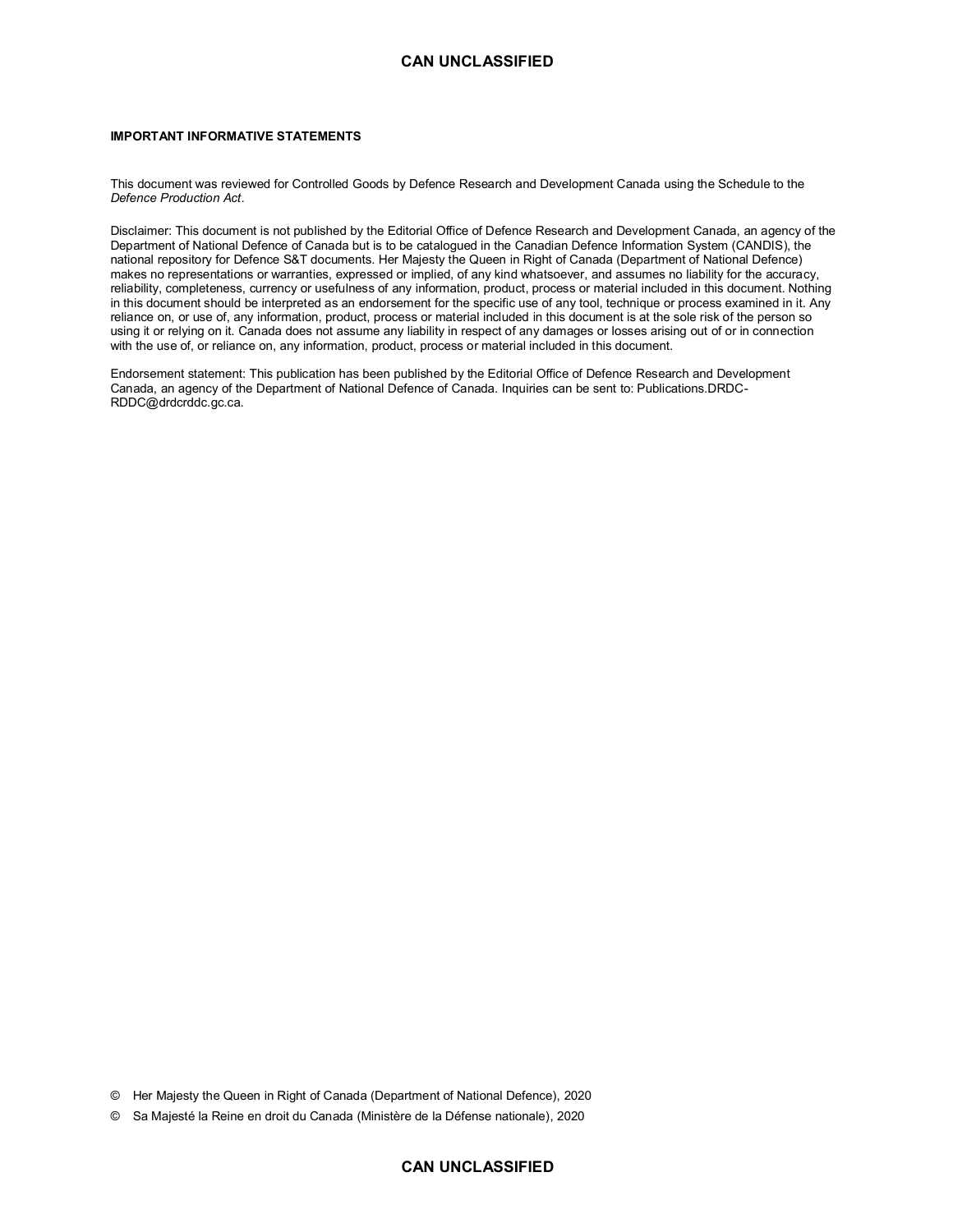**IMPORTANT INFORMATIVE STATEMENTS**

This document was reviewed for Controlled Goods by Defence Research and Development Canada using the Schedule to the *Defence Production Act*.

Disclaimer: This document is not published by the Editorial Office of Defence Research and Development Canada, an agency of the Department of National Defence of Canada but is to be catalogued in the Canadian Defence Information System (CANDIS), the national repository for Defence S&T documents. Her Majesty the Queen in Right of Canada (Department of National Defence) makes no representations or warranties, expressed or implied, of any kind whatsoever, and assumes no liability for the accuracy, reliability, completeness, currency or usefulness of any information, product, process or material included in this document. Nothing in this document should be interpreted as an endorsement for the specific use of any tool, technique or process examined in it. Any reliance on, or use of, any information, product, process or material included in this document is at the sole risk of the person so using it or relying on it. Canada does not assume any liability in respect of any damages or losses arising out of or in connection with the use of, or reliance on, any information, product, process or material included in this document.

Endorsement statement: This publication has been published by the Editorial Office of Defence Research and Development Canada, an agency of the Department of National Defence of Canada. Inquiries can be sent to: Publications.DRDC-RDDC@drdcrddc.gc.ca.

© Her Majesty the Queen in Right of Canada (Department of National Defence), 2020

© Sa Majesté la Reine en droit du Canada (Ministère de la Défense nationale), 2020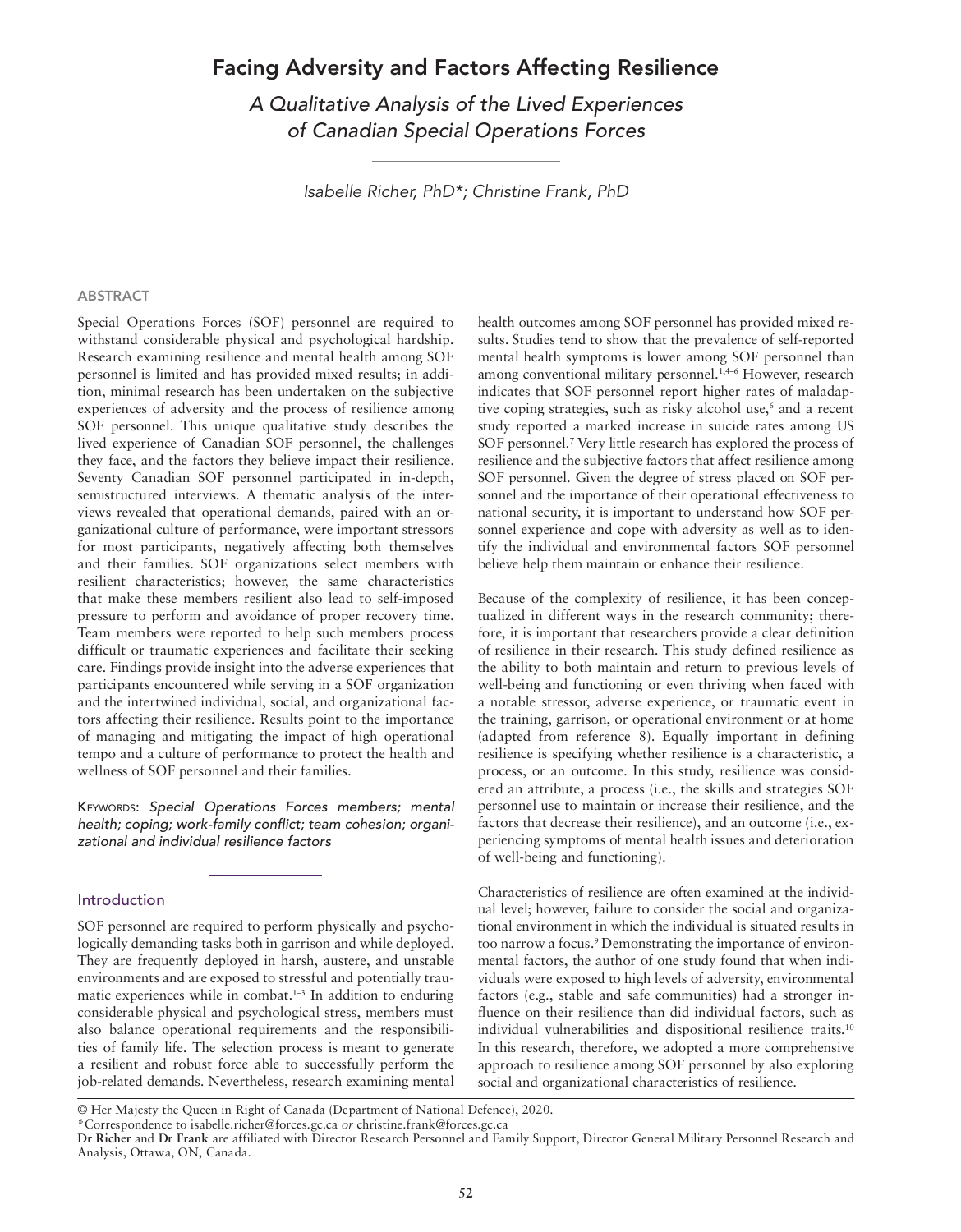# Facing Adversity and Factors Affecting Resilience

*A Qualitative Analysis of the Lived Experiences of Canadian Special Operations Forces*

*Isabelle Richer, PhD\*; Christine Frank, PhD*

## ABSTRACT

Special Operations Forces (SOF) personnel are required to withstand considerable physical and psychological hardship. Research examining resilience and mental health among SOF personnel is limited and has provided mixed results; in addition, minimal research has been undertaken on the subjective experiences of adversity and the process of resilience among SOF personnel. This unique qualitative study describes the lived experience of Canadian SOF personnel, the challenges they face, and the factors they believe impact their resilience. Seventy Canadian SOF personnel participated in in-depth, semistructured interviews. A thematic analysis of the interviews revealed that operational demands, paired with an organizational culture of performance, were important stressors for most participants, negatively affecting both themselves and their families. SOF organizations select members with resilient characteristics; however, the same characteristics that make these members resilient also lead to self-imposed pressure to perform and avoidance of proper recovery time. Team members were reported to help such members process difficult or traumatic experiences and facilitate their seeking care. Findings provide insight into the adverse experiences that participants encountered while serving in a SOF organization and the intertwined individual, social, and organizational factors affecting their resilience. Results point to the importance of managing and mitigating the impact of high operational tempo and a culture of performance to protect the health and wellness of SOF personnel and their families.

KEYWORDS: *Special Operations Forces members; mental health; coping; work-family conflict; team cohesion; organizational and individual resilience factors*

## Introduction

SOF personnel are required to perform physically and psychologically demanding tasks both in garrison and while deployed. They are frequently deployed in harsh, austere, and unstable environments and are exposed to stressful and potentially traumatic experiences while in combat.[1–3] In addition to enduring considerable physical and psychological stress, members must also balance operational requirements and the responsibilities of family life. The selection process is meant to generate a resilient and robust force able to successfully perform the job-related demands. Nevertheless, research examining mental health outcomes among SOF personnel has provided mixed results. Studies tend to show that the prevalence of self-reported mental health symptoms is lower among SOF personnel than among conventional military personnel.[1,4–6] However, research indicates that SOF personnel report higher rates of maladaptive coping strategies, such as risky alcohol use,[6] and a recent study reported a marked increase in suicide rates among US SOF personnel.[7] Very little research has explored the process of resilience and the subjective factors that affect resilience among SOF personnel. Given the degree of stress placed on SOF personnel and the importance of their operational effectiveness to national security, it is important to understand how SOF personnel experience and cope with adversity as well as to identify the individual and environmental factors SOF personnel believe help them maintain or enhance their resilience.

Because of the complexity of resilience, it has been conceptualized in different ways in the research community; therefore, it is important that researchers provide a clear definition of resilience in their research. This study defined resilience as the ability to both maintain and return to previous levels of well-being and functioning or even thriving when faced with a notable stressor, adverse experience, or traumatic event in the training, garrison, or operational environment or at home (adapted from reference 8). Equally important in defining resilience is specifying whether resilience is a characteristic, a process, or an outcome. In this study, resilience was considered an attribute, a process (i.e., the skills and strategies SOF personnel use to maintain or increase their resilience, and the factors that decrease their resilience), and an outcome (i.e., experiencing symptoms of mental health issues and deterioration of well-being and functioning).

Characteristics of resilience are often examined at the individual level; however, failure to consider the social and organizational environment in which the individual is situated results in too narrow a focus.[9] Demonstrating the importance of environmental factors, the author of one study found that when individuals were exposed to high levels of adversity, environmental factors (e.g., stable and safe communities) had a stronger influence on their resilience than did individual factors, such as individual vulnerabilities and dispositional resilience traits.[10] In this research, therefore, we adopted a more comprehensive approach to resilience among SOF personnel by also exploring social and organizational characteristics of resilience.

© Her Majesty the Queen in Right of Canada (Department of National Defence), 2020.

\*Correspondence to isabelle.richer@forces.gc.ca *or* christine.frank@forces.gc.ca

**Dr Richer** and **Dr Frank** are affiliated with Director Research Personnel and Family Support, Director General Military Personnel Research and Analysis, Ottawa, ON, Canada.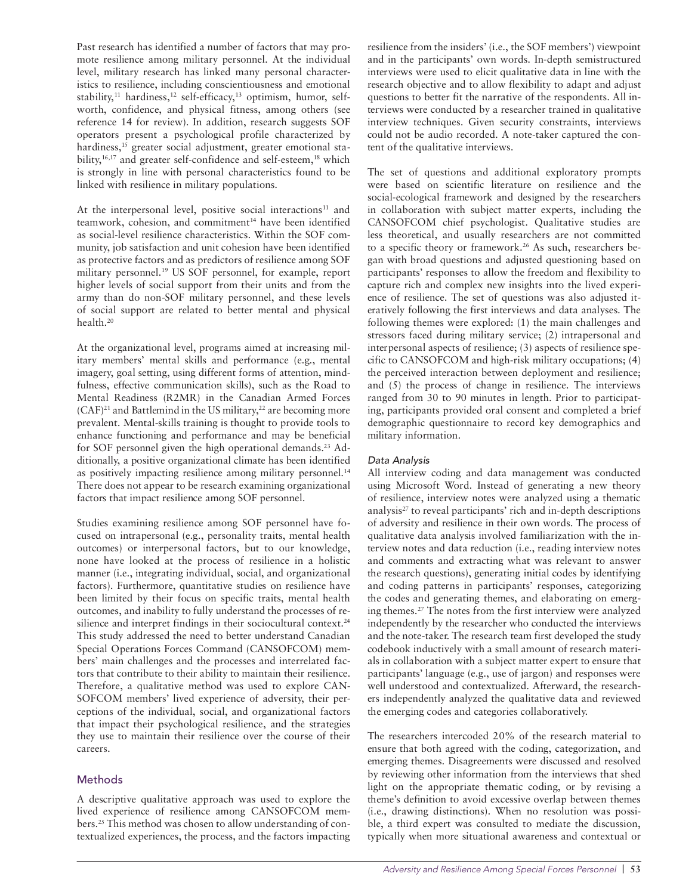Past research has identified a number of factors that may promote resilience among military personnel. At the individual level, military research has linked many personal characteristics to resilience, including conscientiousness and emotional stability,[11] hardiness,[12] self-efficacy,[13] optimism, humor, self-worth, confidence, and physical fitness, among others (see reference 14 for review). In addition, research suggests SOF operators present a psychological profile characterized by hardiness,[15] greater social adjustment, greater emotional stability,[16,17] and greater self-confidence and self-esteem,[18] which is strongly in line with personal characteristics found to be linked with resilience in military populations.

At the interpersonal level, positive social interactions[11] and teamwork, cohesion, and commitment[14] have been identified as social-level resilience characteristics. Within the SOF community, job satisfaction and unit cohesion have been identified as protective factors and as predictors of resilience among SOF military personnel.[19] US SOF personnel, for example, report higher levels of social support from their units and from the army than do non-SOF military personnel, and these levels of social support are related to better mental and physical health.[20]

At the organizational level, programs aimed at increasing military members' mental skills and performance (e.g., mental imagery, goal setting, using different forms of attention, mindfulness, effective communication skills), such as the Road to Mental Readiness (R2MR) in the Canadian Armed Forces (CAF)[21] and Battlemind in the US military,[22] are becoming more prevalent. Mental-skills training is thought to provide tools to enhance functioning and performance and may be beneficial for SOF personnel given the high operational demands.[23] Additionally, a positive organizational climate has been identified as positively impacting resilience among military personnel.[14] There does not appear to be research examining organizational factors that impact resilience among SOF personnel.

Studies examining resilience among SOF personnel have focused on intrapersonal (e.g., personality traits, mental health outcomes) or interpersonal factors, but to our knowledge, none have looked at the process of resilience in a holistic manner (i.e., integrating individual, social, and organizational factors). Furthermore, quantitative studies on resilience have been limited by their focus on specific traits, mental health outcomes, and inability to fully understand the processes of resilience and interpret findings in their sociocultural context.[24] This study addressed the need to better understand Canadian Special Operations Forces Command (CANSOFCOM) members' main challenges and the processes and interrelated factors that contribute to their ability to maintain their resilience. Therefore, a qualitative method was used to explore CANSOFCOM members' lived experience of adversity, their perceptions of the individual, social, and organizational factors that impact their psychological resilience, and the strategies they use to maintain their resilience over the course of their careers.

## Methods

A descriptive qualitative approach was used to explore the lived experience of resilience among CANSOFCOM members.[25] This method was chosen to allow understanding of contextualized experiences, the process, and the factors impacting resilience from the insiders' (i.e., the SOF members') viewpoint and in the participants' own words. In-depth semistructured interviews were used to elicit qualitative data in line with the research objective and to allow flexibility to adapt and adjust questions to better fit the narrative of the respondents. All interviews were conducted by a researcher trained in qualitative interview techniques. Given security constraints, interviews could not be audio recorded. A note-taker captured the content of the qualitative interviews.

The set of questions and additional exploratory prompts were based on scientific literature on resilience and the social-ecological framework and designed by the researchers in collaboration with subject matter experts, including the CANSOFCOM chief psychologist. Qualitative studies are less theoretical, and usually researchers are not committed to a specific theory or framework.[26] As such, researchers began with broad questions and adjusted questioning based on participants' responses to allow the freedom and flexibility to capture rich and complex new insights into the lived experience of resilience. The set of questions was also adjusted iteratively following the first interviews and data analyses. The following themes were explored: (1) the main challenges and stressors faced during military service; (2) intrapersonal and interpersonal aspects of resilience; (3) aspects of resilience specific to CANSOFCOM and high-risk military occupations; (4) the perceived interaction between deployment and resilience; and (5) the process of change in resilience. The interviews ranged from 30 to 90 minutes in length. Prior to participating, participants provided oral consent and completed a brief demographic questionnaire to record key demographics and military information.

### *Data Analysis*

All interview coding and data management was conducted using Microsoft Word. Instead of generating a new theory of resilience, interview notes were analyzed using a thematic analysis[27] to reveal participants' rich and in-depth descriptions of adversity and resilience in their own words. The process of qualitative data analysis involved familiarization with the interview notes and data reduction (i.e., reading interview notes and comments and extracting what was relevant to answer the research questions), generating initial codes by identifying and coding patterns in participants' responses, categorizing the codes and generating themes, and elaborating on emerging themes.[27] The notes from the first interview were analyzed independently by the researcher who conducted the interviews and the note-taker. The research team first developed the study codebook inductively with a small amount of research materials in collaboration with a subject matter expert to ensure that participants' language (e.g., use of jargon) and responses were well understood and contextualized. Afterward, the researchers independently analyzed the qualitative data and reviewed the emerging codes and categories collaboratively.

The researchers intercoded 20% of the research material to ensure that both agreed with the coding, categorization, and emerging themes. Disagreements were discussed and resolved by reviewing other information from the interviews that shed light on the appropriate thematic coding, or by revising a theme's definition to avoid excessive overlap between themes (i.e., drawing distinctions). When no resolution was possible, a third expert was consulted to mediate the discussion, typically when more situational awareness and contextual or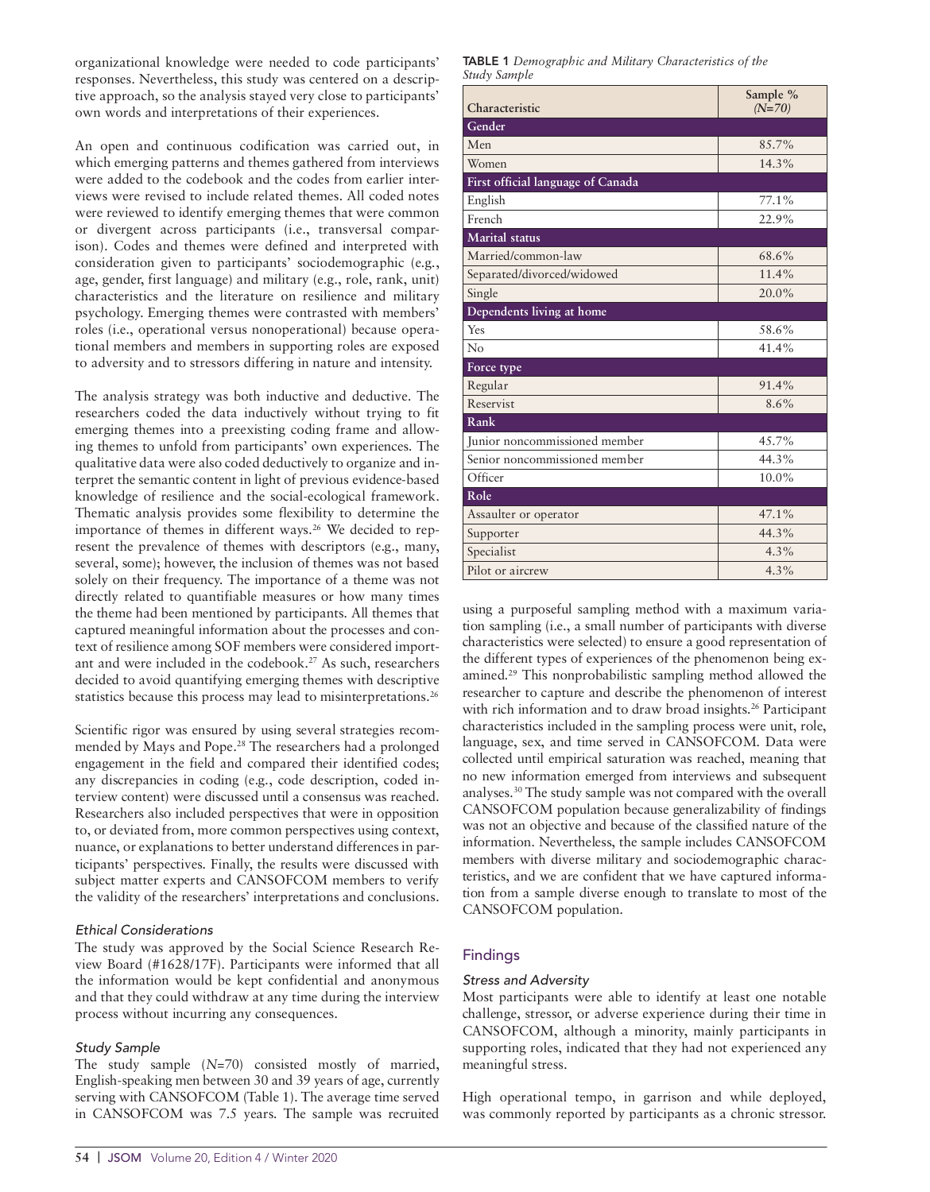organizational knowledge were needed to code participants' responses. Nevertheless, this study was centered on a descriptive approach, so the analysis stayed very close to participants' own words and interpretations of their experiences.

An open and continuous codification was carried out, in which emerging patterns and themes gathered from interviews were added to the codebook and the codes from earlier interviews were revised to include related themes. All coded notes were reviewed to identify emerging themes that were common or divergent across participants (i.e., transversal comparison). Codes and themes were defined and interpreted with consideration given to participants' sociodemographic (e.g., age, gender, first language) and military (e.g., role, rank, unit) characteristics and the literature on resilience and military psychology. Emerging themes were contrasted with members' roles (i.e., operational versus nonoperational) because operational members and members in supporting roles are exposed to adversity and to stressors differing in nature and intensity.

The analysis strategy was both inductive and deductive. The researchers coded the data inductively without trying to fit emerging themes into a preexisting coding frame and allowing themes to unfold from participants' own experiences. The qualitative data were also coded deductively to organize and interpret the semantic content in light of previous evidence-based knowledge of resilience and the social-ecological framework. Thematic analysis provides some flexibility to determine the importance of themes in different ways.[26] We decided to represent the prevalence of themes with descriptors (e.g., many, several, some); however, the inclusion of themes was not based solely on their frequency. The importance of a theme was not directly related to quantifiable measures or how many times the theme had been mentioned by participants. All themes that captured meaningful information about the processes and context of resilience among SOF members were considered important and were included in the codebook.[27] As such, researchers decided to avoid quantifying emerging themes with descriptive statistics because this process may lead to misinterpretations.[26]

Scientific rigor was ensured by using several strategies recommended by Mays and Pope.[28] The researchers had a prolonged engagement in the field and compared their identified codes; any discrepancies in coding (e.g., code description, coded interview content) were discussed until a consensus was reached. Researchers also included perspectives that were in opposition to, or deviated from, more common perspectives using context, nuance, or explanations to better understand differences in participants' perspectives. Finally, the results were discussed with subject matter experts and CANSOFCOM members to verify the validity of the researchers' interpretations and conclusions.

### Ethical Considerations

The study was approved by the Social Science Research Review Board (#1628/17F). Participants were informed that all the information would be kept confidential and anonymous and that they could withdraw at any time during the interview process without incurring any consequences.

### Study Sample

The study sample (*N*=70) consisted mostly of married, English-speaking men between 30 and 39 years of age, currently serving with CANSOFCOM (Table 1). The average time served in CANSOFCOM was 7.5 years. The sample was recruited using a purposeful sampling method with a maximum variation sampling (i.e., a small number of participants with diverse characteristics were selected) to ensure a good representation of the different types of experiences of the phenomenon being examined.[29] This nonprobabilistic sampling method allowed the researcher to capture and describe the phenomenon of interest with rich information and to draw broad insights.[26] Participant characteristics included in the sampling process were unit, role, language, sex, and time served in CANSOFCOM. Data were collected until empirical saturation was reached, meaning that no new information emerged from interviews and subsequent analyses.[30] The study sample was not compared with the overall CANSOFCOM population because generalizability of findings was not an objective and because of the classified nature of the information. Nevertheless, the sample includes CANSOFCOM members with diverse military and sociodemographic characteristics, and we are confident that we have captured information from a sample diverse enough to translate to most of the CANSOFCOM population.

**TABLE 1** *Demographic and Military Characteristics of the Study Sample*

| Characteristic | Sample % (*N*=70) |
|---|---|
| **Gender** | |
| Men | 85.7% |
| Women | 14.3% |
| **First official language of Canada** | |
| English | 77.1% |
| French | 22.9% |
| **Marital status** | |
| Married/common-law | 68.6% |
| Separated/divorced/widowed | 11.4% |
| Single | 20.0% |
| **Dependents living at home** | |
| Yes | 58.6% |
| No | 41.4% |
| **Force type** | |
| Regular | 91.4% |
| Reservist | 8.6% |
| **Rank** | |
| Junior noncommissioned member | 45.7% |
| Senior noncommissioned member | 44.3% |
| Officer | 10.0% |
| **Role** | |
| Assaulter or operator | 47.1% |
| Supporter | 44.3% |
| Specialist | 4.3% |
| Pilot or aircrew | 4.3% |

## Findings

### Stress and Adversity

Most participants were able to identify at least one notable challenge, stressor, or adverse experience during their time in CANSOFCOM, although a minority, mainly participants in supporting roles, indicated that they had not experienced any meaningful stress.

High operational tempo, in garrison and while deployed, was commonly reported by participants as a chronic stressor.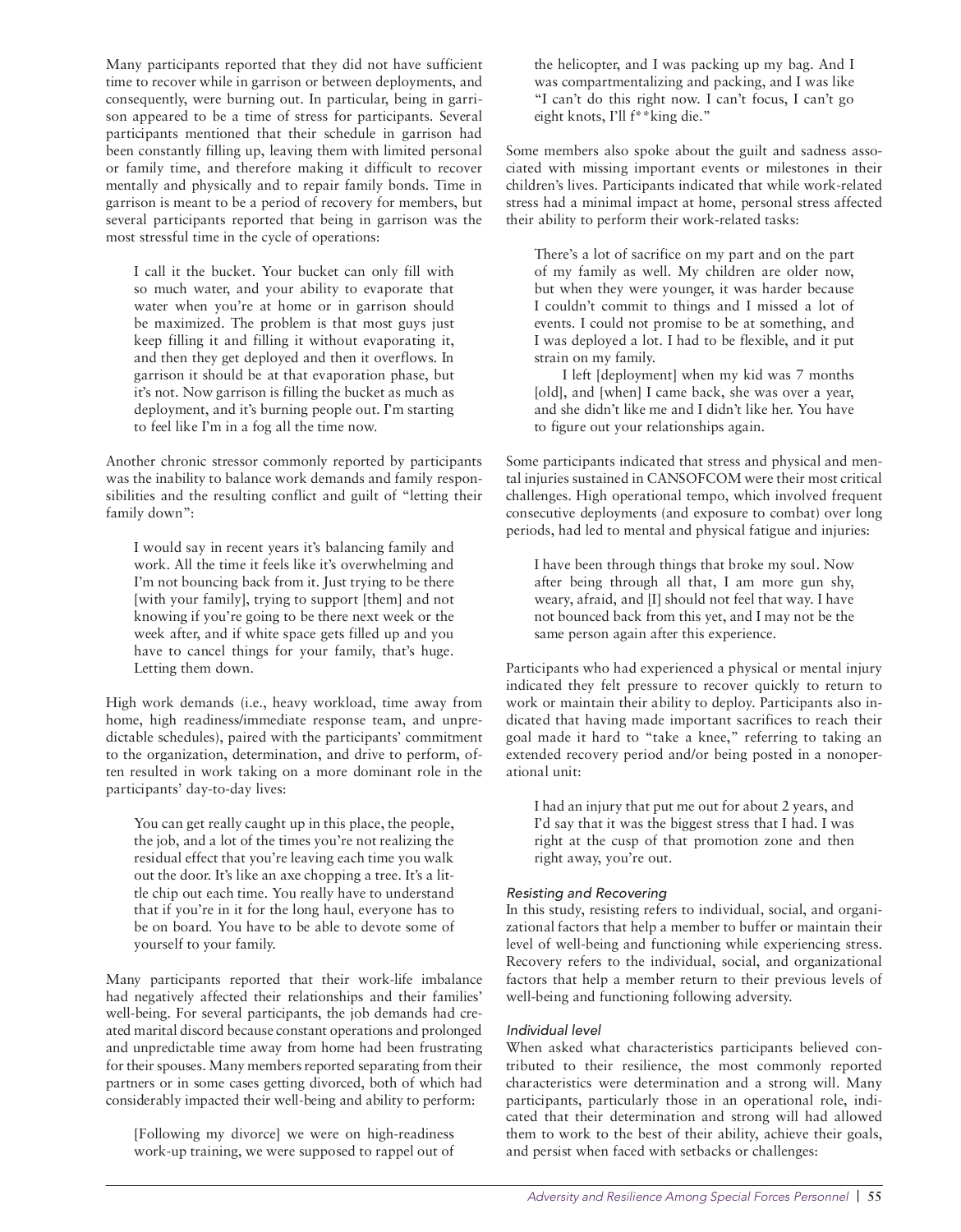Many participants reported that they did not have sufficient time to recover while in garrison or between deployments, and consequently, were burning out. In particular, being in garrison appeared to be a time of stress for participants. Several participants mentioned that their schedule in garrison had been constantly filling up, leaving them with limited personal or family time, and therefore making it difficult to recover mentally and physically and to repair family bonds. Time in garrison is meant to be a period of recovery for members, but several participants reported that being in garrison was the most stressful time in the cycle of operations:

> I call it the bucket. Your bucket can only fill with so much water, and your ability to evaporate that water when you're at home or in garrison should be maximized. The problem is that most guys just keep filling it and filling it without evaporating it, and then they get deployed and then it overflows. In garrison it should be at that evaporation phase, but it's not. Now garrison is filling the bucket as much as deployment, and it's burning people out. I'm starting to feel like I'm in a fog all the time now.

Another chronic stressor commonly reported by participants was the inability to balance work demands and family responsibilities and the resulting conflict and guilt of "letting their family down":

> I would say in recent years it's balancing family and work. All the time it feels like it's overwhelming and I'm not bouncing back from it. Just trying to be there [with your family], trying to support [them] and not knowing if you're going to be there next week or the week after, and if white space gets filled up and you have to cancel things for your family, that's huge. Letting them down.

High work demands (i.e., heavy workload, time away from home, high readiness/immediate response team, and unpredictable schedules), paired with the participants' commitment to the organization, determination, and drive to perform, often resulted in work taking on a more dominant role in the participants' day-to-day lives:

> You can get really caught up in this place, the people, the job, and a lot of the times you're not realizing the residual effect that you're leaving each time you walk out the door. It's like an axe chopping a tree. It's a little chip out each time. You really have to understand that if you're in it for the long haul, everyone has to be on board. You have to be able to devote some of yourself to your family.

Many participants reported that their work-life imbalance had negatively affected their relationships and their families' well-being. For several participants, the job demands had created marital discord because constant operations and prolonged and unpredictable time away from home had been frustrating for their spouses. Many members reported separating from their partners or in some cases getting divorced, both of which had considerably impacted their well-being and ability to perform:

> [Following my divorce] we were on high-readiness work-up training, we were supposed to rappel out of the helicopter, and I was packing up my bag. And I was compartmentalizing and packing, and I was like "I can't do this right now. I can't focus, I can't go eight knots, I'll f**king die."

Some members also spoke about the guilt and sadness associated with missing important events or milestones in their children's lives. Participants indicated that while work-related stress had a minimal impact at home, personal stress affected their ability to perform their work-related tasks:

> There's a lot of sacrifice on my part and on the part of my family as well. My children are older now, but when they were younger, it was harder because I couldn't commit to things and I missed a lot of events. I could not promise to be at something, and I was deployed a lot. I had to be flexible, and it put strain on my family.
>
> I left [deployment] when my kid was 7 months [old], and [when] I came back, she was over a year, and she didn't like me and I didn't like her. You have to figure out your relationships again.

Some participants indicated that stress and physical and mental injuries sustained in CANSOFCOM were their most critical challenges. High operational tempo, which involved frequent consecutive deployments (and exposure to combat) over long periods, had led to mental and physical fatigue and injuries:

> I have been through things that broke my soul. Now after being through all that, I am more gun shy, weary, afraid, and [I] should not feel that way. I have not bounced back from this yet, and I may not be the same person again after this experience.

Participants who had experienced a physical or mental injury indicated they felt pressure to recover quickly to return to work or maintain their ability to deploy. Participants also indicated that having made important sacrifices to reach their goal made it hard to "take a knee," referring to taking an extended recovery period and/or being posted in a nonoperational unit:

> I had an injury that put me out for about 2 years, and I'd say that it was the biggest stress that I had. I was right at the cusp of that promotion zone and then right away, you're out.

### *Resisting and Recovering*

In this study, resisting refers to individual, social, and organizational factors that help a member to buffer or maintain their level of well-being and functioning while experiencing stress. Recovery refers to the individual, social, and organizational factors that help a member return to their previous levels of well-being and functioning following adversity.

#### *Individual level*

When asked what characteristics participants believed contributed to their resilience, the most commonly reported characteristics were determination and a strong will. Many participants, particularly those in an operational role, indicated that their determination and strong will had allowed them to work to the best of their ability, achieve their goals, and persist when faced with setbacks or challenges: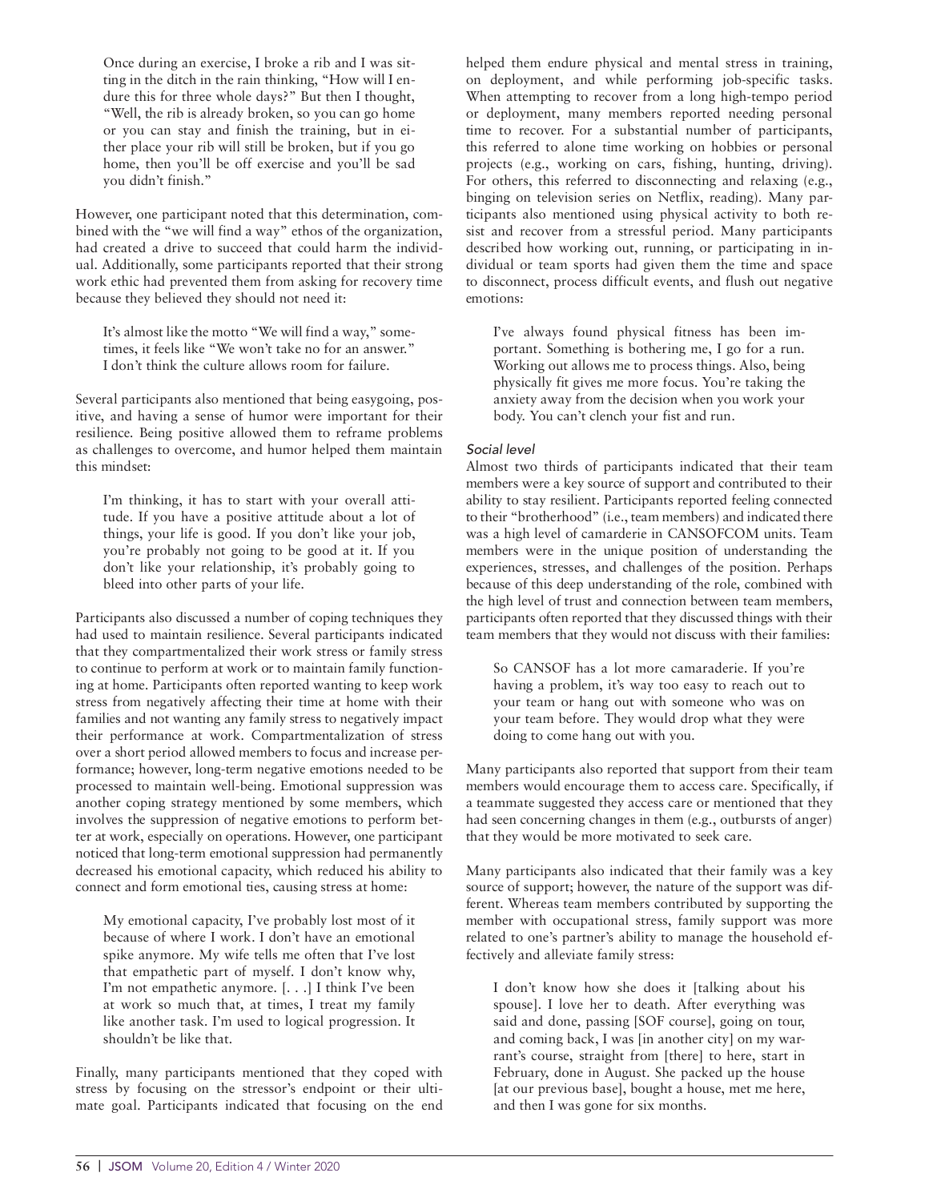> Once during an exercise, I broke a rib and I was sitting in the ditch in the rain thinking, "How will I endure this for three whole days?" But then I thought, "Well, the rib is already broken, so you can go home or you can stay and finish the training, but in either place your rib will still be broken, but if you go home, then you'll be off exercise and you'll be sad you didn't finish."

However, one participant noted that this determination, combined with the "we will find a way" ethos of the organization, had created a drive to succeed that could harm the individual. Additionally, some participants reported that their strong work ethic had prevented them from asking for recovery time because they believed they should not need it:

> It's almost like the motto "We will find a way," sometimes, it feels like "We won't take no for an answer." I don't think the culture allows room for failure.

Several participants also mentioned that being easygoing, positive, and having a sense of humor were important for their resilience. Being positive allowed them to reframe problems as challenges to overcome, and humor helped them maintain this mindset:

> I'm thinking, it has to start with your overall attitude. If you have a positive attitude about a lot of things, your life is good. If you don't like your job, you're probably not going to be good at it. If you don't like your relationship, it's probably going to bleed into other parts of your life.

Participants also discussed a number of coping techniques they had used to maintain resilience. Several participants indicated that they compartmentalized their work stress or family stress to continue to perform at work or to maintain family functioning at home. Participants often reported wanting to keep work stress from negatively affecting their time at home with their families and not wanting any family stress to negatively impact their performance at work. Compartmentalization of stress over a short period allowed members to focus and increase performance; however, long-term negative emotions needed to be processed to maintain well-being. Emotional suppression was another coping strategy mentioned by some members, which involves the suppression of negative emotions to perform better at work, especially on operations. However, one participant noticed that long-term emotional suppression had permanently decreased his emotional capacity, which reduced his ability to connect and form emotional ties, causing stress at home:

> My emotional capacity, I've probably lost most of it because of where I work. I don't have an emotional spike anymore. My wife tells me often that I've lost that empathetic part of myself. I don't know why, I'm not empathetic anymore. [. . .] I think I've been at work so much that, at times, I treat my family like another task. I'm used to logical progression. It shouldn't be like that.

Finally, many participants mentioned that they coped with stress by focusing on the stressor's endpoint or their ultimate goal. Participants indicated that focusing on the end helped them endure physical and mental stress in training, on deployment, and while performing job-specific tasks. When attempting to recover from a long high-tempo period or deployment, many members reported needing personal time to recover. For a substantial number of participants, this referred to alone time working on hobbies or personal projects (e.g., working on cars, fishing, hunting, driving). For others, this referred to disconnecting and relaxing (e.g., binging on television series on Netflix, reading). Many participants also mentioned using physical activity to both resist and recover from a stressful period. Many participants described how working out, running, or participating in individual or team sports had given them the time and space to disconnect, process difficult events, and flush out negative emotions:

> I've always found physical fitness has been important. Something is bothering me, I go for a run. Working out allows me to process things. Also, being physically fit gives me more focus. You're taking the anxiety away from the decision when you work your body. You can't clench your fist and run.

*Social level*

Almost two thirds of participants indicated that their team members were a key source of support and contributed to their ability to stay resilient. Participants reported feeling connected to their "brotherhood" (i.e., team members) and indicated there was a high level of camarderie in CANSOFCOM units. Team members were in the unique position of understanding the experiences, stresses, and challenges of the position. Perhaps because of this deep understanding of the role, combined with the high level of trust and connection between team members, participants often reported that they discussed things with their team members that they would not discuss with their families:

> So CANSOF has a lot more camaraderie. If you're having a problem, it's way too easy to reach out to your team or hang out with someone who was on your team before. They would drop what they were doing to come hang out with you.

Many participants also reported that support from their team members would encourage them to access care. Specifically, if a teammate suggested they access care or mentioned that they had seen concerning changes in them (e.g., outbursts of anger) that they would be more motivated to seek care.

Many participants also indicated that their family was a key source of support; however, the nature of the support was different. Whereas team members contributed by supporting the member with occupational stress, family support was more related to one's partner's ability to manage the household effectively and alleviate family stress:

> I don't know how she does it [talking about his spouse]. I love her to death. After everything was said and done, passing [SOF course], going on tour, and coming back, I was [in another city] on my warrant's course, straight from [there] to here, start in February, done in August. She packed up the house [at our previous base], bought a house, met me here, and then I was gone for six months.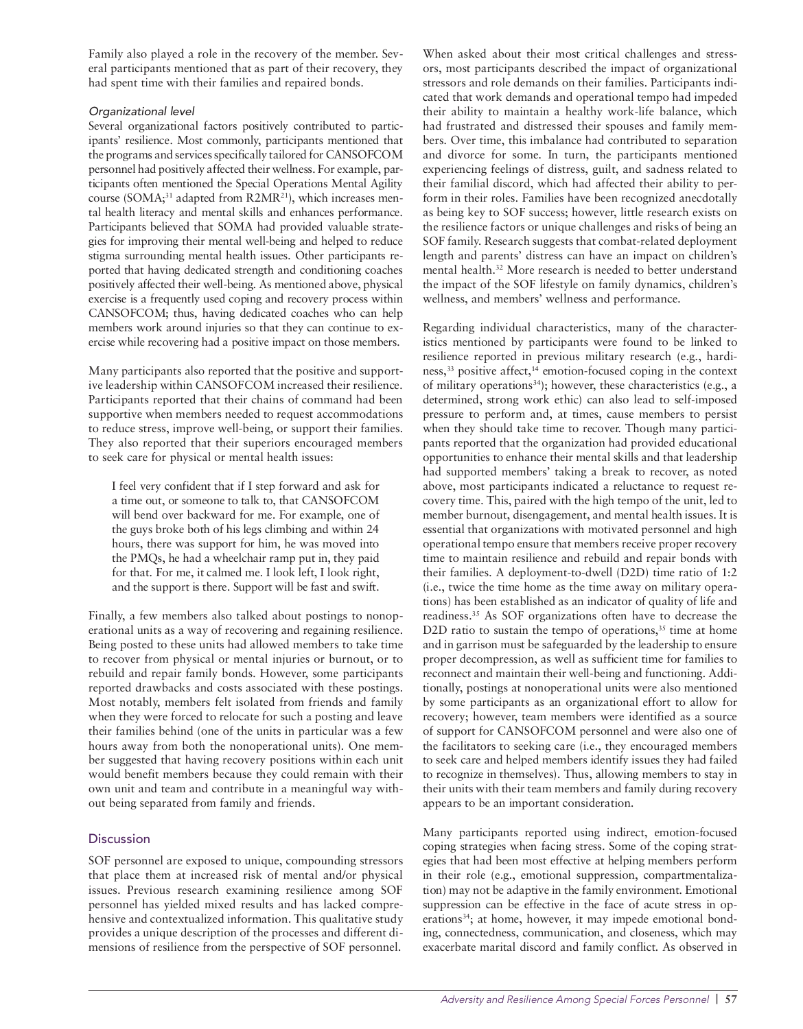Family also played a role in the recovery of the member. Several participants mentioned that as part of their recovery, they had spent time with their families and repaired bonds.

### *Organizational level*

Several organizational factors positively contributed to participants' resilience. Most commonly, participants mentioned that the programs and services specifically tailored for CANSOFCOM personnel had positively affected their wellness. For example, participants often mentioned the Special Operations Mental Agility course (SOMA;[31] adapted from R2MR[21]), which increases mental health literacy and mental skills and enhances performance. Participants believed that SOMA had provided valuable strategies for improving their mental well-being and helped to reduce stigma surrounding mental health issues. Other participants reported that having dedicated strength and conditioning coaches positively affected their well-being. As mentioned above, physical exercise is a frequently used coping and recovery process within CANSOFCOM; thus, having dedicated coaches who can help members work around injuries so that they can continue to exercise while recovering had a positive impact on those members.

Many participants also reported that the positive and supportive leadership within CANSOFCOM increased their resilience. Participants reported that their chains of command had been supportive when members needed to request accommodations to reduce stress, improve well-being, or support their families. They also reported that their superiors encouraged members to seek care for physical or mental health issues:

> I feel very confident that if I step forward and ask for a time out, or someone to talk to, that CANSOFCOM will bend over backward for me. For example, one of the guys broke both of his legs climbing and within 24 hours, there was support for him, he was moved into the PMQs, he had a wheelchair ramp put in, they paid for that. For me, it calmed me. I look left, I look right, and the support is there. Support will be fast and swift.

Finally, a few members also talked about postings to nonoperational units as a way of recovering and regaining resilience. Being posted to these units had allowed members to take time to recover from physical or mental injuries or burnout, or to rebuild and repair family bonds. However, some participants reported drawbacks and costs associated with these postings. Most notably, members felt isolated from friends and family when they were forced to relocate for such a posting and leave their families behind (one of the units in particular was a few hours away from both the nonoperational units). One member suggested that having recovery positions within each unit would benefit members because they could remain with their own unit and team and contribute in a meaningful way without being separated from family and friends.

## Discussion

SOF personnel are exposed to unique, compounding stressors that place them at increased risk of mental and/or physical issues. Previous research examining resilience among SOF personnel has yielded mixed results and has lacked comprehensive and contextualized information. This qualitative study provides a unique description of the processes and different dimensions of resilience from the perspective of SOF personnel.

When asked about their most critical challenges and stressors, most participants described the impact of organizational stressors and role demands on their families. Participants indicated that work demands and operational tempo had impeded their ability to maintain a healthy work-life balance, which had frustrated and distressed their spouses and family members. Over time, this imbalance had contributed to separation and divorce for some. In turn, the participants mentioned experiencing feelings of distress, guilt, and sadness related to their familial discord, which had affected their ability to perform in their roles. Families have been recognized anecdotally as being key to SOF success; however, little research exists on the resilience factors or unique challenges and risks of being an SOF family. Research suggests that combat-related deployment length and parents' distress can have an impact on children's mental health.[32] More research is needed to better understand the impact of the SOF lifestyle on family dynamics, children's wellness, and members' wellness and performance.

Regarding individual characteristics, many of the characteristics mentioned by participants were found to be linked to resilience reported in previous military research (e.g., hardiness,[33] positive affect,[14] emotion-focused coping in the context of military operations[34]); however, these characteristics (e.g., a determined, strong work ethic) can also lead to self-imposed pressure to perform and, at times, cause members to persist when they should take time to recover. Though many participants reported that the organization had provided educational opportunities to enhance their mental skills and that leadership had supported members' taking a break to recover, as noted above, most participants indicated a reluctance to request recovery time. This, paired with the high tempo of the unit, led to member burnout, disengagement, and mental health issues. It is essential that organizations with motivated personnel and high operational tempo ensure that members receive proper recovery time to maintain resilience and rebuild and repair bonds with their families. A deployment-to-dwell (D2D) time ratio of 1:2 (i.e., twice the time home as the time away on military operations) has been established as an indicator of quality of life and readiness.[35] As SOF organizations often have to decrease the D2D ratio to sustain the tempo of operations,[35] time at home and in garrison must be safeguarded by the leadership to ensure proper decompression, as well as sufficient time for families to reconnect and maintain their well-being and functioning. Additionally, postings at nonoperational units were also mentioned by some participants as an organizational effort to allow for recovery; however, team members were identified as a source of support for CANSOFCOM personnel and were also one of the facilitators to seeking care (i.e., they encouraged members to seek care and helped members identify issues they had failed to recognize in themselves). Thus, allowing members to stay in their units with their team members and family during recovery appears to be an important consideration.

Many participants reported using indirect, emotion-focused coping strategies when facing stress. Some of the coping strategies that had been most effective at helping members perform in their role (e.g., emotional suppression, compartmentalization) may not be adaptive in the family environment. Emotional suppression can be effective in the face of acute stress in operations[34]; at home, however, it may impede emotional bonding, connectedness, communication, and closeness, which may exacerbate marital discord and family conflict. As observed in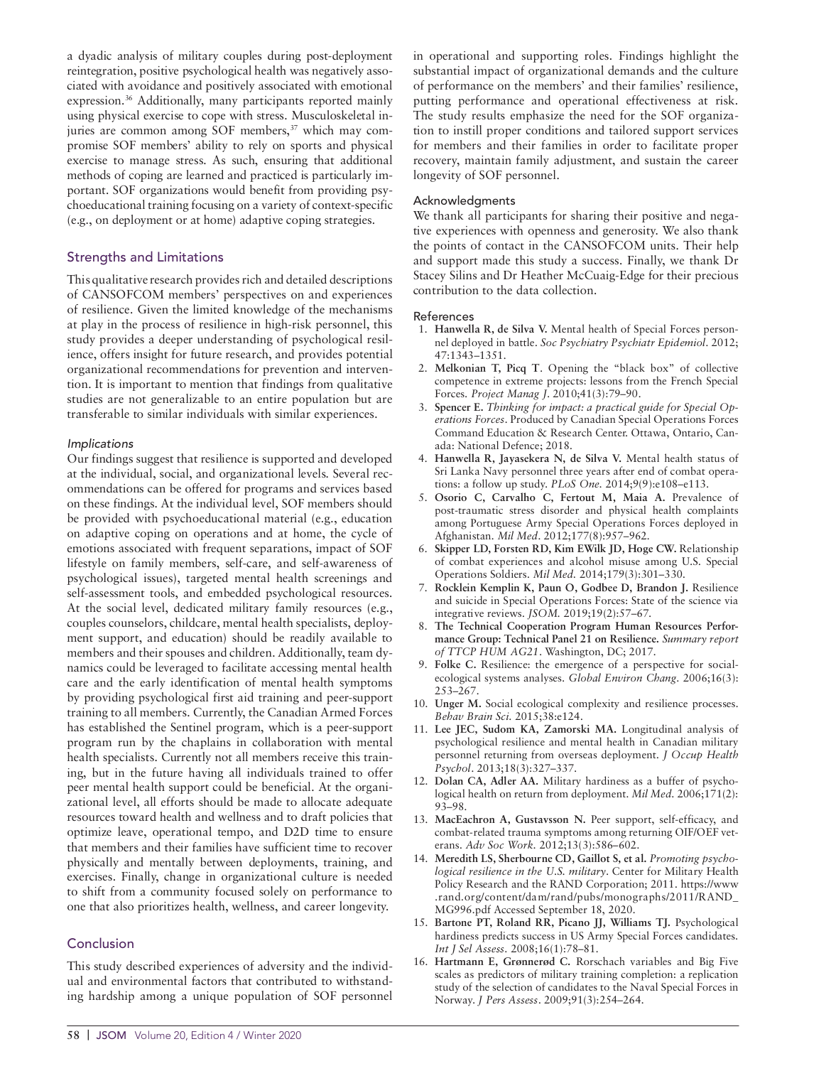a dyadic analysis of military couples during post-deployment reintegration, positive psychological health was negatively associated with avoidance and positively associated with emotional expression.[36] Additionally, many participants reported mainly using physical exercise to cope with stress. Musculoskeletal injuries are common among SOF members,[37] which may compromise SOF members' ability to rely on sports and physical exercise to manage stress. As such, ensuring that additional methods of coping are learned and practiced is particularly important. SOF organizations would benefit from providing psychoeducational training focusing on a variety of context-specific (e.g., on deployment or at home) adaptive coping strategies.

## Strengths and Limitations

This qualitative research provides rich and detailed descriptions of CANSOFCOM members' perspectives on and experiences of resilience. Given the limited knowledge of the mechanisms at play in the process of resilience in high-risk personnel, this study provides a deeper understanding of psychological resilience, offers insight for future research, and provides potential organizational recommendations for prevention and intervention. It is important to mention that findings from qualitative studies are not generalizable to an entire population but are transferable to similar individuals with similar experiences.

### *Implications*

Our findings suggest that resilience is supported and developed at the individual, social, and organizational levels. Several recommendations can be offered for programs and services based on these findings. At the individual level, SOF members should be provided with psychoeducational material (e.g., education on adaptive coping on operations and at home, the cycle of emotions associated with frequent separations, impact of SOF lifestyle on family members, self-care, and self-awareness of psychological issues), targeted mental health screenings and self-assessment tools, and embedded psychological resources. At the social level, dedicated military family resources (e.g., couples counselors, childcare, mental health specialists, deployment support, and education) should be readily available to members and their spouses and children. Additionally, team dynamics could be leveraged to facilitate accessing mental health care and the early identification of mental health symptoms by providing psychological first aid training and peer-support training to all members. Currently, the Canadian Armed Forces has established the Sentinel program, which is a peer-support program run by the chaplains in collaboration with mental health specialists. Currently not all members receive this training, but in the future having all individuals trained to offer peer mental health support could be beneficial. At the organizational level, all efforts should be made to allocate adequate resources toward health and wellness and to draft policies that optimize leave, operational tempo, and D2D time to ensure that members and their families have sufficient time to recover physically and mentally between deployments, training, and exercises. Finally, change in organizational culture is needed to shift from a community focused solely on performance to one that also prioritizes health, wellness, and career longevity.

## Conclusion

This study described experiences of adversity and the individual and environmental factors that contributed to withstanding hardship among a unique population of SOF personnel in operational and supporting roles. Findings highlight the substantial impact of organizational demands and the culture of performance on the members' and their families' resilience, putting performance and operational effectiveness at risk. The study results emphasize the need for the SOF organization to instill proper conditions and tailored support services for members and their families in order to facilitate proper recovery, maintain family adjustment, and sustain the career longevity of SOF personnel.

### Acknowledgments

We thank all participants for sharing their positive and negative experiences with openness and generosity. We also thank the points of contact in the CANSOFCOM units. Their help and support made this study a success. Finally, we thank Dr Stacey Silins and Dr Heather McCuaig-Edge for their precious contribution to the data collection.

### References

1. **Hanwella R, de Silva V.** Mental health of Special Forces personnel deployed in battle. *Soc Psychiatry Psychiatr Epidemiol*. 2012; 47:1343–1351.
2. **Melkonian T, Picq T**. Opening the "black box" of collective competence in extreme projects: lessons from the French Special Forces. *Project Manag J*. 2010;41(3):79–90.
3. **Spencer E.** *Thinking for impact: a practical guide for Special Operations Forces*. Produced by Canadian Special Operations Forces Command Education & Research Center. Ottawa, Ontario, Canada: National Defence; 2018.
4. **Hanwella R, Jayasekera N, de Silva V.** Mental health status of Sri Lanka Navy personnel three years after end of combat operations: a follow up study. *PLoS One*. 2014;9(9):e108–e113.
5. **Osorio C, Carvalho C, Fertout M, Maia A.** Prevalence of post-traumatic stress disorder and physical health complaints among Portuguese Army Special Operations Forces deployed in Afghanistan. *Mil Med*. 2012;177(8):957–962.
6. **Skipper LD, Forsten RD, Kim EWilk JD, Hoge CW.** Relationship of combat experiences and alcohol misuse among U.S. Special Operations Soldiers. *Mil Med*. 2014;179(3):301–330.
7. **Rocklein Kemplin K, Paun O, Godbee D, Brandon J.** Resilience and suicide in Special Operations Forces: State of the science via integrative reviews. *JSOM*. 2019;19(2):57–67.
8. **The Technical Cooperation Program Human Resources Performance Group: Technical Panel 21 on Resilience.** *Summary report of TTCP HUM AG21*. Washington, DC; 2017.
9. **Folke C.** Resilience: the emergence of a perspective for social-ecological systems analyses. *Global Environ Chang*. 2006;16(3): 253–267.
10. **Unger M.** Social ecological complexity and resilience processes. *Behav Brain Sci*. 2015;38:e124.
11. **Lee JEC, Sudom KA, Zamorski MA.** Longitudinal analysis of psychological resilience and mental health in Canadian military personnel returning from overseas deployment. *J Occup Health Psychol*. 2013;18(3):327–337.
12. **Dolan CA, Adler AA.** Military hardiness as a buffer of psychological health on return from deployment. *Mil Med*. 2006;171(2): 93–98.
13. **MacEachron A, Gustavsson N.** Peer support, self-efficacy, and combat-related trauma symptoms among returning OIF/OEF veterans. *Adv Soc Work*. 2012;13(3):586–602.
14. **Meredith LS, Sherbourne CD, Gaillot S, et al.** *Promoting psychological resilience in the U.S. military*. Center for Military Health Policy Research and the RAND Corporation; 2011. https://www.rand.org/content/dam/rand/pubs/monographs/2011/RAND_MG996.pdf Accessed September 18, 2020.
15. **Bartone PT, Roland RR, Picano JJ, Williams TJ.** Psychological hardiness predicts success in US Army Special Forces candidates. *Int J Sel Assess*. 2008;16(1):78–81.
16. **Hartmann E, Grønnerød C.** Rorschach variables and Big Five scales as predictors of military training completion: a replication study of the selection of candidates to the Naval Special Forces in Norway. *J Pers Assess*. 2009;91(3):254–264.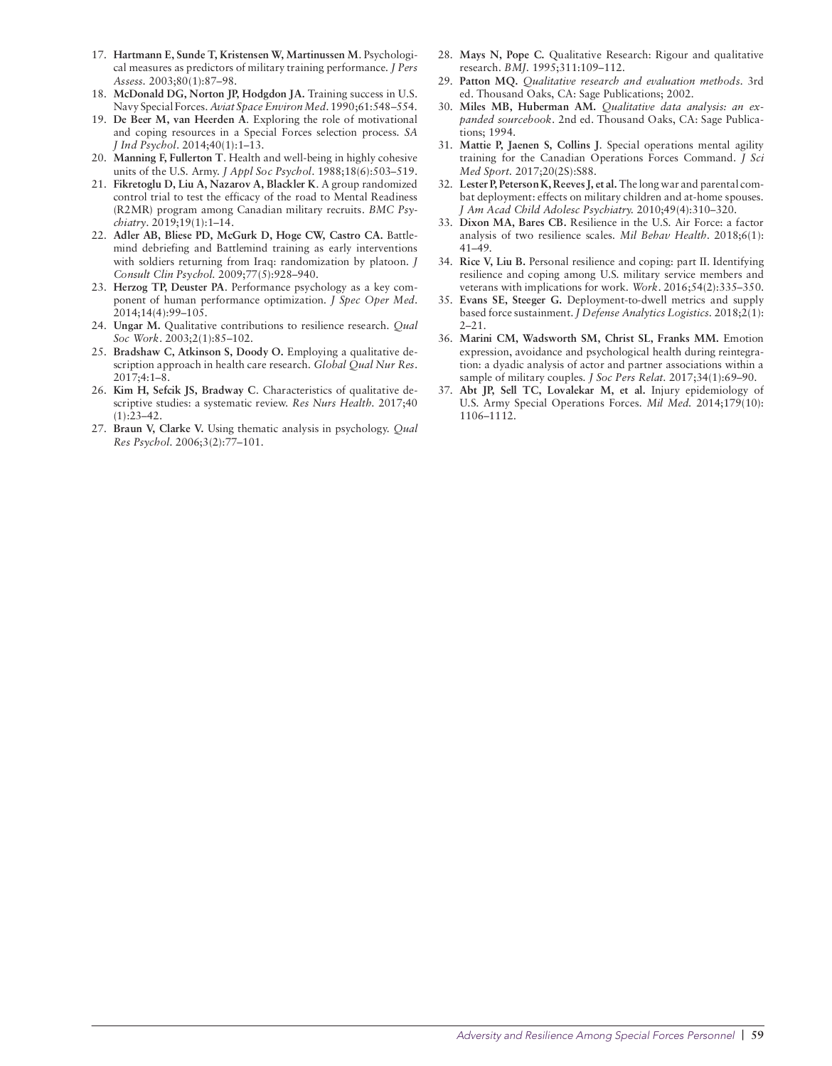17. **Hartmann E, Sunde T, Kristensen W, Martinussen M**. Psychological measures as predictors of military training performance. *J Pers Assess*. 2003;80(1):87–98.
18. **McDonald DG, Norton JP, Hodgdon JA.** Training success in U.S. Navy Special Forces. *Aviat Space Environ Med*. 1990;61:548–554.
19. **De Beer M, van Heerden A**. Exploring the role of motivational and coping resources in a Special Forces selection process. *SA J Ind Psychol*. 2014;40(1):1–13.
20. **Manning F, Fullerton T**. Health and well-being in highly cohesive units of the U.S. Army. *J Appl Soc Psychol*. 1988;18(6):503–519.
21. **Fikretoglu D, Liu A, Nazarov A, Blackler K**. A group randomized control trial to test the efficacy of the road to Mental Readiness (R2MR) program among Canadian military recruits. *BMC Psychiatry*. 2019;19(1):1–14.
22. **Adler AB, Bliese PD, McGurk D, Hoge CW, Castro CA.** Battlemind debriefing and Battlemind training as early interventions with soldiers returning from Iraq: randomization by platoon. *J Consult Clin Psychol*. 2009;77(5):928–940.
23. **Herzog TP, Deuster PA**. Performance psychology as a key component of human performance optimization. *J Spec Oper Med*. 2014;14(4):99–105.
24. **Ungar M.** Qualitative contributions to resilience research. *Qual Soc Work*. 2003;2(1):85–102.
25. **Bradshaw C, Atkinson S, Doody O.** Employing a qualitative description approach in health care research. *Global Qual Nur Res*. 2017;4:1–8.
26. **Kim H, Sefcik JS, Bradway C**. Characteristics of qualitative descriptive studies: a systematic review. *Res Nurs Health*. 2017;40(1):23–42.
27. **Braun V, Clarke V.** Using thematic analysis in psychology. *Qual Res Psychol*. 2006;3(2):77–101.
28. **Mays N, Pope C.** Qualitative Research: Rigour and qualitative research. *BMJ*. 1995;311:109–112.
29. **Patton MQ.** *Qualitative research and evaluation methods*. 3rd ed. Thousand Oaks, CA: Sage Publications; 2002.
30. **Miles MB, Huberman AM.** *Qualitative data analysis: an expanded sourcebook*. 2nd ed. Thousand Oaks, CA: Sage Publications; 1994.
31. **Mattie P, Jaenen S, Collins J**. Special operations mental agility training for the Canadian Operations Forces Command. *J Sci Med Sport*. 2017;20(2S):S88.
32. **Lester P, Peterson K, Reeves J, et al.** The long war and parental combat deployment: effects on military children and at-home spouses. *J Am Acad Child Adolesc Psychiatry*. 2010;49(4):310–320.
33. **Dixon MA, Bares CB.** Resilience in the U.S. Air Force: a factor analysis of two resilience scales. *Mil Behav Health*. 2018;6(1):41–49.
34. **Rice V, Liu B.** Personal resilience and coping: part II. Identifying resilience and coping among U.S. military service members and veterans with implications for work. *Work*. 2016;54(2):335–350.
35. **Evans SE, Steeger G.** Deployment-to-dwell metrics and supply based force sustainment. *J Defense Analytics Logistics*. 2018;2(1):2–21.
36. **Marini CM, Wadsworth SM, Christ SL, Franks MM.** Emotion expression, avoidance and psychological health during reintegration: a dyadic analysis of actor and partner associations within a sample of military couples. *J Soc Pers Relat*. 2017;34(1):69–90.
37. **Abt JP, Sell TC, Lovalekar M, et al.** Injury epidemiology of U.S. Army Special Operations Forces. *Mil Med*. 2014;179(10):1106–1112.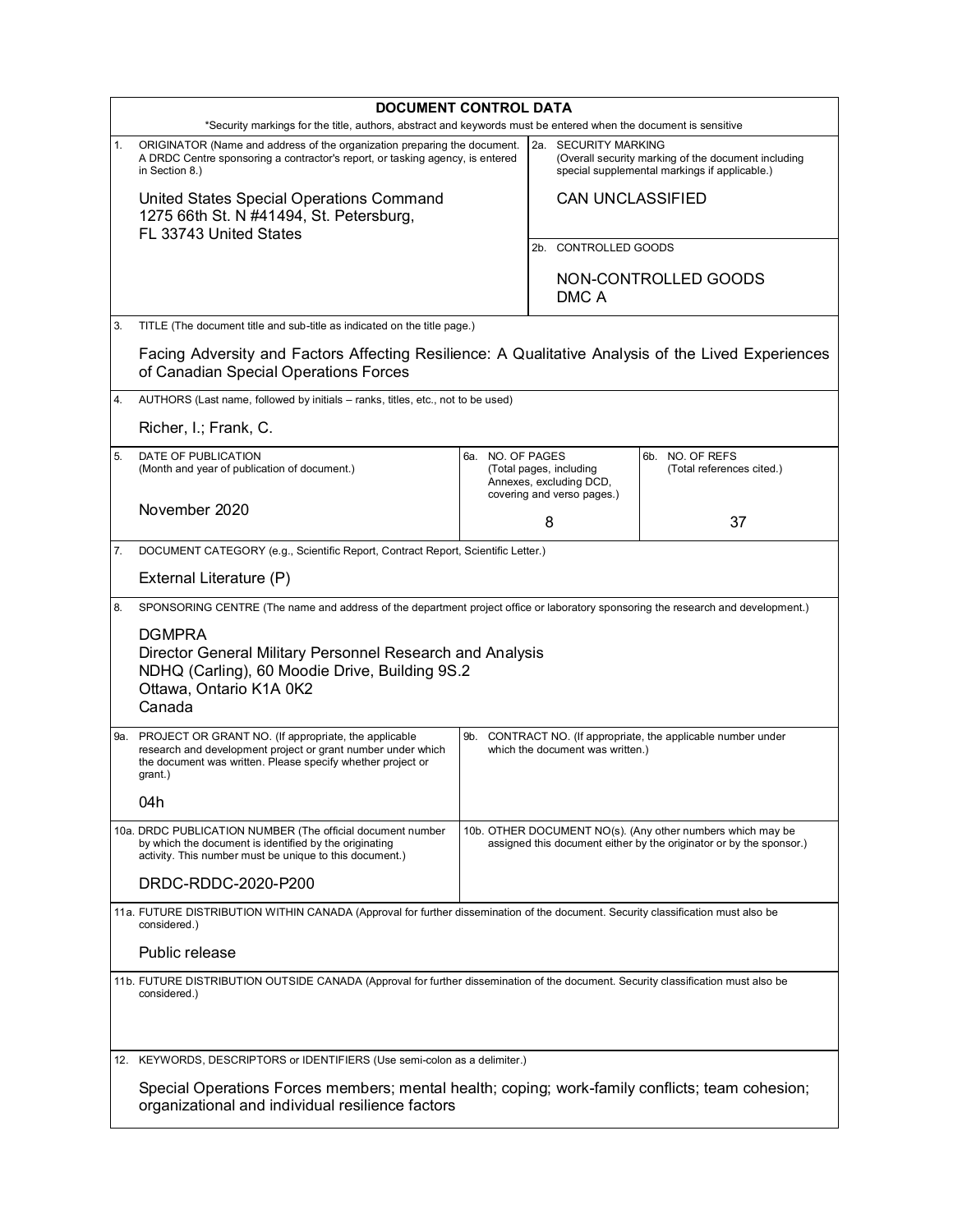# DOCUMENT CONTROL DATA

*Security markings for the title, authors, abstract and keywords must be entered when the document is sensitive

| | |
|---|---|
| 1. ORIGINATOR (Name and address of the organization preparing the document. A DRDC Centre sponsoring a contractor's report, or tasking agency, is entered in Section 8.)<br><br>United States Special Operations Command<br>1275 66th St. N #41494, St. Petersburg,<br>FL 33743 United States | 2a. SECURITY MARKING<br>(Overall security marking of the document including special supplemental markings if applicable.)<br><br>CAN UNCLASSIFIED |
| | 2b. CONTROLLED GOODS<br><br>NON-CONTROLLED GOODS<br>DMC A |

3. TITLE (The document title and sub-title as indicated on the title page.)

Facing Adversity and Factors Affecting Resilience: A Qualitative Analysis of the Lived Experiences of Canadian Special Operations Forces

4. AUTHORS (Last name, followed by initials – ranks, titles, etc., not to be used)

Richer, I.; Frank, C.

| 5. DATE OF PUBLICATION (Month and year of publication of document.) | 6a. NO. OF PAGES (Total pages, including Annexes, excluding DCD, covering and verso pages.) | 6b. NO. OF REFS (Total references cited.) |
|---|---|---|
| November 2020 | 8 | 37 |

7. DOCUMENT CATEGORY (e.g., Scientific Report, Contract Report, Scientific Letter.)

External Literature (P)

8. SPONSORING CENTRE (The name and address of the department project office or laboratory sponsoring the research and development.)

DGMPRA
Director General Military Personnel Research and Analysis
NDHQ (Carling), 60 Moodie Drive, Building 9S.2
Ottawa, Ontario K1A 0K2
Canada

| 9a. PROJECT OR GRANT NO. (If appropriate, the applicable research and development project or grant number under which the document was written. Please specify whether project or grant.) | 9b. CONTRACT NO. (If appropriate, the applicable number under which the document was written.) |
|---|---|
| 04h | |

| 10a. DRDC PUBLICATION NUMBER (The official document number by which the document is identified by the originating activity. This number must be unique to this document.) | 10b. OTHER DOCUMENT NO(s). (Any other numbers which may be assigned this document either by the originator or by the sponsor.) |
|---|---|
| DRDC-RDDC-2020-P200 | |

11a. FUTURE DISTRIBUTION WITHIN CANADA (Approval for further dissemination of the document. Security classification must also be considered.)

Public release

11b. FUTURE DISTRIBUTION OUTSIDE CANADA (Approval for further dissemination of the document. Security classification must also be considered.)

12. KEYWORDS, DESCRIPTORS or IDENTIFIERS (Use semi-colon as a delimiter.)

Special Operations Forces members; mental health; coping; work-family conflicts; team cohesion; organizational and individual resilience factors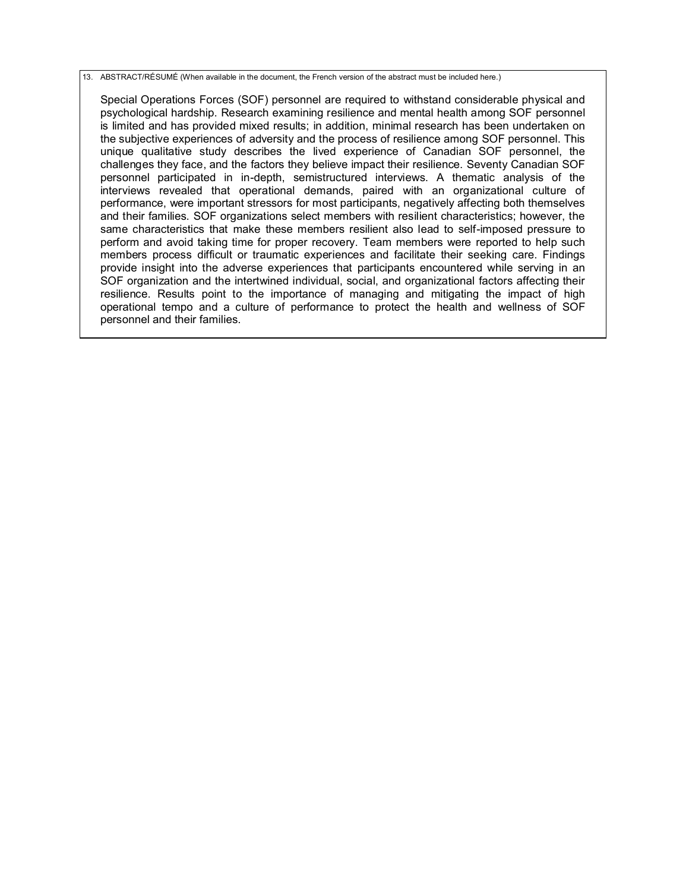13. ABSTRACT/RÉSUMÉ (When available in the document, the French version of the abstract must be included here.)

Special Operations Forces (SOF) personnel are required to withstand considerable physical and psychological hardship. Research examining resilience and mental health among SOF personnel is limited and has provided mixed results; in addition, minimal research has been undertaken on the subjective experiences of adversity and the process of resilience among SOF personnel. This unique qualitative study describes the lived experience of Canadian SOF personnel, the challenges they face, and the factors they believe impact their resilience. Seventy Canadian SOF personnel participated in in-depth, semistructured interviews. A thematic analysis of the interviews revealed that operational demands, paired with an organizational culture of performance, were important stressors for most participants, negatively affecting both themselves and their families. SOF organizations select members with resilient characteristics; however, the same characteristics that make these members resilient also lead to self-imposed pressure to perform and avoid taking time for proper recovery. Team members were reported to help such members process difficult or traumatic experiences and facilitate their seeking care. Findings provide insight into the adverse experiences that participants encountered while serving in an SOF organization and the intertwined individual, social, and organizational factors affecting their resilience. Results point to the importance of managing and mitigating the impact of high operational tempo and a culture of performance to protect the health and wellness of SOF personnel and their families.